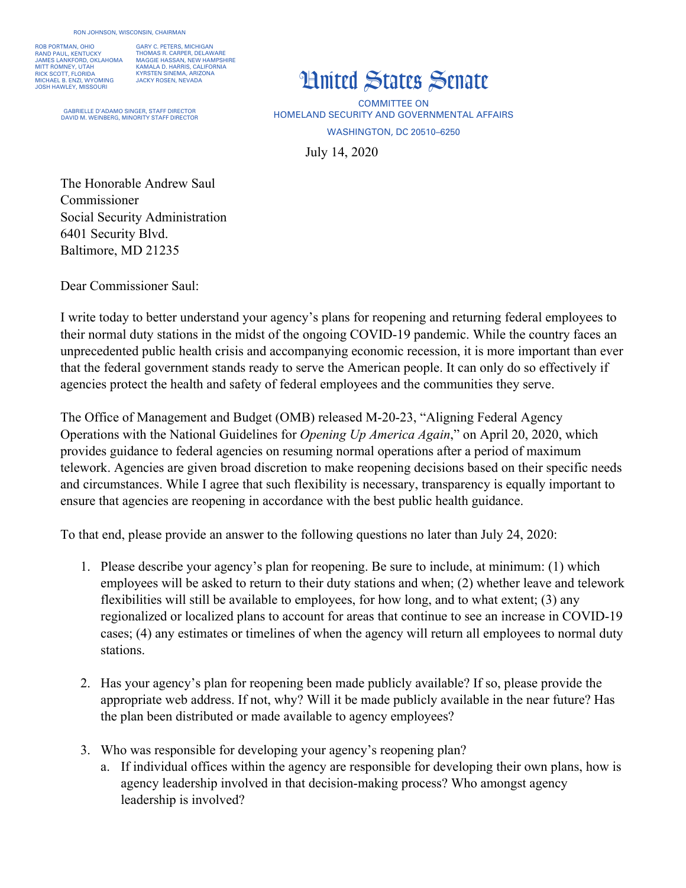RON JOHNSON, WISCONSIN, CHAIRMAN

ROB PORTMAN, OHIO
RAND PAUL, KENTUCKY
JAMES LANKFORD, OKLAHOMA
MITT ROMNEY, UTAH
RICK SCOTT, FLORIDA
MICHAEL B. ENZI, WYOMING
JOSH HAWLEY, MISSOURI

GARY C. PETERS, MICHIGAN
THOMAS R. CARPER, DELAWARE
MAGGIE HASSAN, NEW HAMPSHIRE
KAMALA D. HARRIS, CALIFORNIA
KYRSTEN SINEMA, ARIZONA
JACKY ROSEN, NEVADA

GABRIELLE D'ADAMO SINGER, STAFF DIRECTOR
DAVID M. WEINBERG, MINORITY STAFF DIRECTOR

# United States Senate

COMMITTEE ON
HOMELAND SECURITY AND GOVERNMENTAL AFFAIRS
WASHINGTON, DC 20510–6250

July 14, 2020

The Honorable Andrew Saul
Commissioner
Social Security Administration
6401 Security Blvd.
Baltimore, MD 21235

Dear Commissioner Saul:

I write today to better understand your agency's plans for reopening and returning federal employees to their normal duty stations in the midst of the ongoing COVID-19 pandemic. While the country faces an unprecedented public health crisis and accompanying economic recession, it is more important than ever that the federal government stands ready to serve the American people. It can only do so effectively if agencies protect the health and safety of federal employees and the communities they serve.

The Office of Management and Budget (OMB) released M-20-23, "Aligning Federal Agency Operations with the National Guidelines for *Opening Up America Again*," on April 20, 2020, which provides guidance to federal agencies on resuming normal operations after a period of maximum telework. Agencies are given broad discretion to make reopening decisions based on their specific needs and circumstances. While I agree that such flexibility is necessary, transparency is equally important to ensure that agencies are reopening in accordance with the best public health guidance.

To that end, please provide an answer to the following questions no later than July 24, 2020:

1. Please describe your agency's plan for reopening. Be sure to include, at minimum: (1) which employees will be asked to return to their duty stations and when; (2) whether leave and telework flexibilities will still be available to employees, for how long, and to what extent; (3) any regionalized or localized plans to account for areas that continue to see an increase in COVID-19 cases; (4) any estimates or timelines of when the agency will return all employees to normal duty stations.

2. Has your agency's plan for reopening been made publicly available? If so, please provide the appropriate web address. If not, why? Will it be made publicly available in the near future? Has the plan been distributed or made available to agency employees?

3. Who was responsible for developing your agency's reopening plan?
   a. If individual offices within the agency are responsible for developing their own plans, how is agency leadership involved in that decision-making process? Who amongst agency leadership is involved?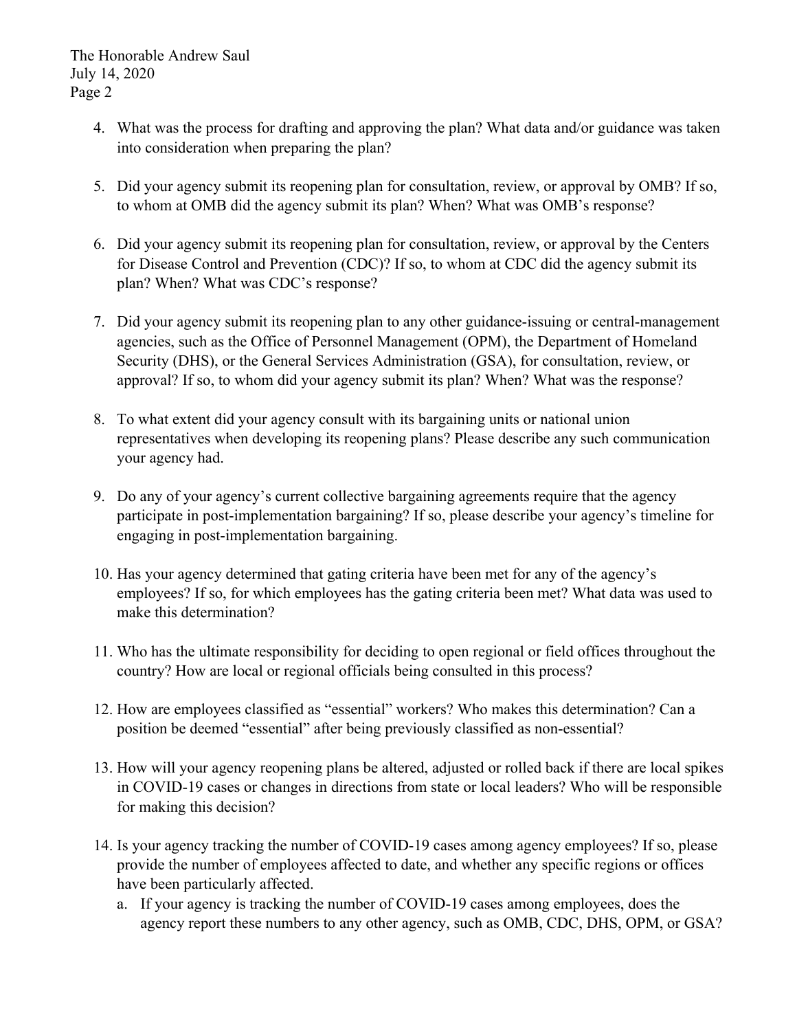4. What was the process for drafting and approving the plan? What data and/or guidance was taken into consideration when preparing the plan?

5. Did your agency submit its reopening plan for consultation, review, or approval by OMB? If so, to whom at OMB did the agency submit its plan? When? What was OMB's response?

6. Did your agency submit its reopening plan for consultation, review, or approval by the Centers for Disease Control and Prevention (CDC)? If so, to whom at CDC did the agency submit its plan? When? What was CDC's response?

7. Did your agency submit its reopening plan to any other guidance-issuing or central-management agencies, such as the Office of Personnel Management (OPM), the Department of Homeland Security (DHS), or the General Services Administration (GSA), for consultation, review, or approval? If so, to whom did your agency submit its plan? When? What was the response?

8. To what extent did your agency consult with its bargaining units or national union representatives when developing its reopening plans? Please describe any such communication your agency had.

9. Do any of your agency's current collective bargaining agreements require that the agency participate in post-implementation bargaining? If so, please describe your agency's timeline for engaging in post-implementation bargaining.

10. Has your agency determined that gating criteria have been met for any of the agency's employees? If so, for which employees has the gating criteria been met? What data was used to make this determination?

11. Who has the ultimate responsibility for deciding to open regional or field offices throughout the country? How are local or regional officials being consulted in this process?

12. How are employees classified as "essential" workers? Who makes this determination? Can a position be deemed "essential" after being previously classified as non-essential?

13. How will your agency reopening plans be altered, adjusted or rolled back if there are local spikes in COVID-19 cases or changes in directions from state or local leaders? Who will be responsible for making this decision?

14. Is your agency tracking the number of COVID-19 cases among agency employees? If so, please provide the number of employees affected to date, and whether any specific regions or offices have been particularly affected.
    a. If your agency is tracking the number of COVID-19 cases among employees, does the agency report these numbers to any other agency, such as OMB, CDC, DHS, OPM, or GSA?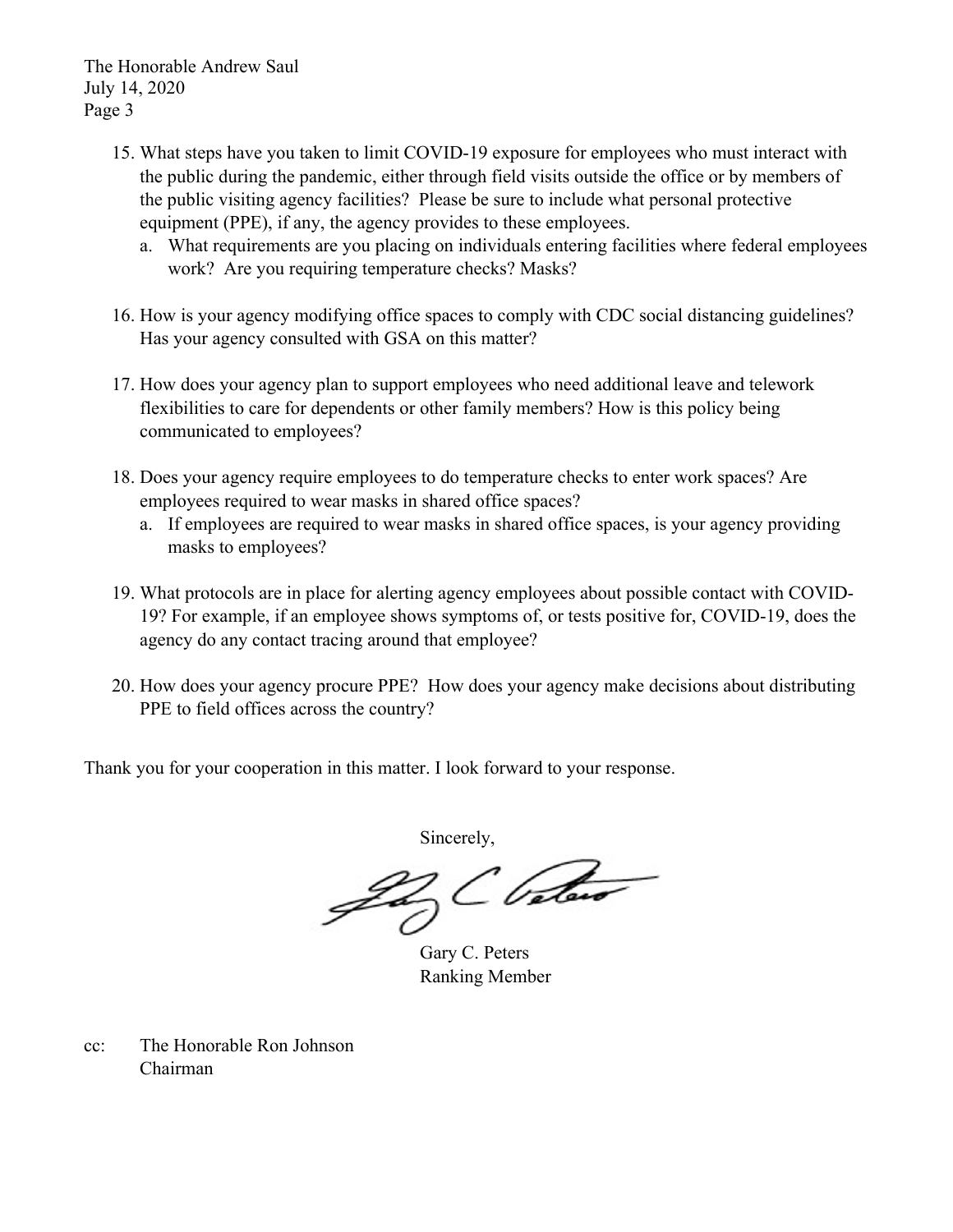15. What steps have you taken to limit COVID-19 exposure for employees who must interact with the public during the pandemic, either through field visits outside the office or by members of the public visiting agency facilities? Please be sure to include what personal protective equipment (PPE), if any, the agency provides to these employees.
    a. What requirements are you placing on individuals entering facilities where federal employees work? Are you requiring temperature checks? Masks?

16. How is your agency modifying office spaces to comply with CDC social distancing guidelines? Has your agency consulted with GSA on this matter?

17. How does your agency plan to support employees who need additional leave and telework flexibilities to care for dependents or other family members? How is this policy being communicated to employees?

18. Does your agency require employees to do temperature checks to enter work spaces? Are employees required to wear masks in shared office spaces?
    a. If employees are required to wear masks in shared office spaces, is your agency providing masks to employees?

19. What protocols are in place for alerting agency employees about possible contact with COVID-19? For example, if an employee shows symptoms of, or tests positive for, COVID-19, does the agency do any contact tracing around that employee?

20. How does your agency procure PPE? How does your agency make decisions about distributing PPE to field offices across the country?

Thank you for your cooperation in this matter. I look forward to your response.

Sincerely,

Gary C. Peters
Ranking Member

cc: The Honorable Ron Johnson
Chairman